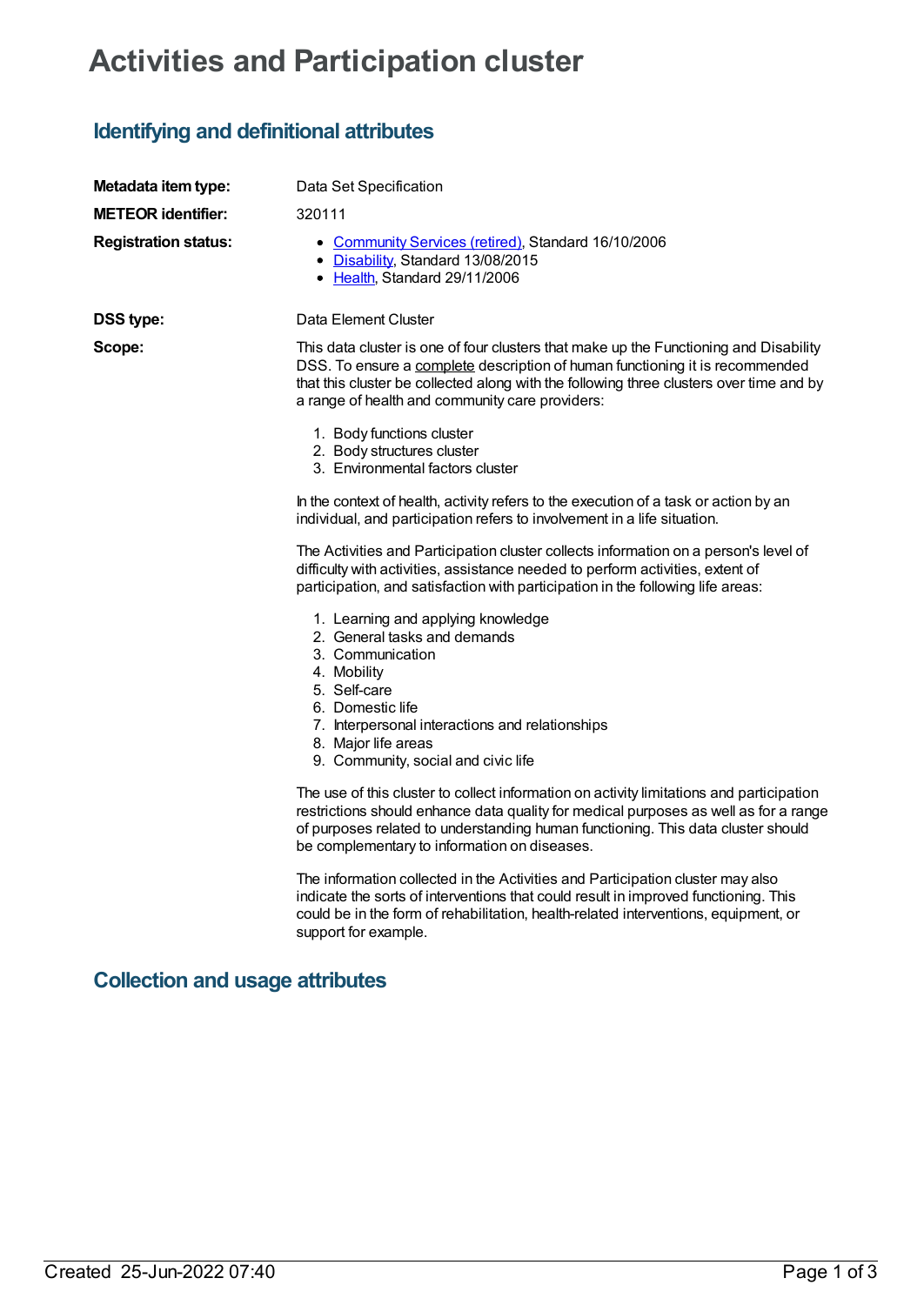# Activities and Participation cluster

## Identifying and definitional attributes

**Metadata item type:** Data Set Specification

**METEOR identifier:** 320111

**Registration status:**

- Community Services (retired), Standard 16/10/2006
- Disability, Standard 13/08/2015
- Health, Standard 29/11/2006

**DSS type:** Data Element Cluster

**Scope:** This data cluster is one of four clusters that make up the Functioning and Disability DSS. To ensure a complete description of human functioning it is recommended that this cluster be collected along with the following three clusters over time and by a range of health and community care providers:

1. Body functions cluster
2. Body structures cluster
3. Environmental factors cluster

In the context of health, activity refers to the execution of a task or action by an individual, and participation refers to involvement in a life situation.

The Activities and Participation cluster collects information on a person's level of difficulty with activities, assistance needed to perform activities, extent of participation, and satisfaction with participation in the following life areas:

1. Learning and applying knowledge
2. General tasks and demands
3. Communication
4. Mobility
5. Self-care
6. Domestic life
7. Interpersonal interactions and relationships
8. Major life areas
9. Community, social and civic life

The use of this cluster to collect information on activity limitations and participation restrictions should enhance data quality for medical purposes as well as for a range of purposes related to understanding human functioning. This data cluster should be complementary to information on diseases.

The information collected in the Activities and Participation cluster may also indicate the sorts of interventions that could result in improved functioning. This could be in the form of rehabilitation, health-related interventions, equipment, or support for example.

## Collection and usage attributes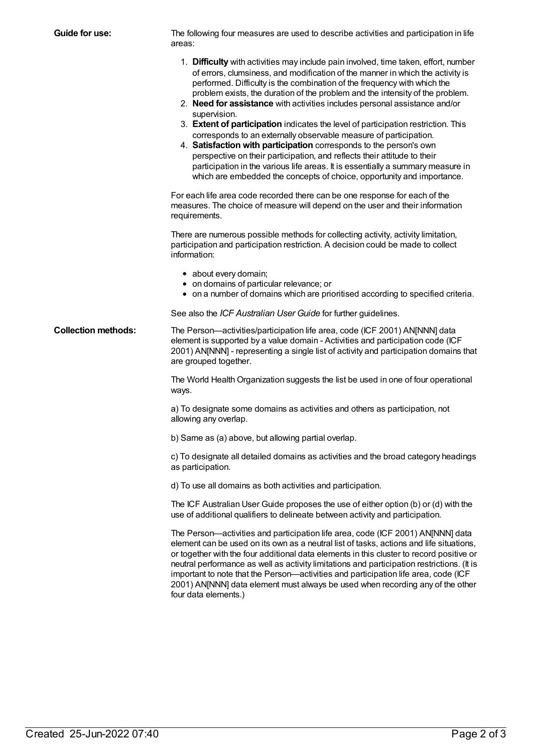**Guide for use:**

The following four measures are used to describe activities and participation in life areas:

1. **Difficulty** with activities may include pain involved, time taken, effort, number of errors, clumsiness, and modification of the manner in which the activity is performed. Difficulty is the combination of the frequency with which the problem exists, the duration of the problem and the intensity of the problem.
2. **Need for assistance** with activities includes personal assistance and/or supervision.
3. **Extent of participation** indicates the level of participation restriction. This corresponds to an externally observable measure of participation.
4. **Satisfaction with participation** corresponds to the person's own perspective on their participation, and reflects their attitude to their participation in the various life areas. It is essentially a summary measure in which are embedded the concepts of choice, opportunity and importance.

For each life area code recorded there can be one response for each of the measures. The choice of measure will depend on the user and their information requirements.

There are numerous possible methods for collecting activity, activity limitation, participation and participation restriction. A decision could be made to collect information:

- about every domain;
- on domains of particular relevance; or
- on a number of domains which are prioritised according to specified criteria.

See also the *ICF Australian User Guide* for further guidelines.

**Collection methods:**

The Person—activities/participation life area, code (ICF 2001) AN[NNN] data element is supported by a value domain - Activities and participation code (ICF 2001) AN[NNN] - representing a single list of activity and participation domains that are grouped together.

The World Health Organization suggests the list be used in one of four operational ways.

a) To designate some domains as activities and others as participation, not allowing any overlap.

b) Same as (a) above, but allowing partial overlap.

c) To designate all detailed domains as activities and the broad category headings as participation.

d) To use all domains as both activities and participation.

The ICF Australian User Guide proposes the use of either option (b) or (d) with the use of additional qualifiers to delineate between activity and participation.

The Person—activities and participation life area, code (ICF 2001) AN[NNN] data element can be used on its own as a neutral list of tasks, actions and life situations, or together with the four additional data elements in this cluster to record positive or neutral performance as well as activity limitations and participation restrictions. (It is important to note that the Person—activities and participation life area, code (ICF 2001) AN[NNN] data element must always be used when recording any of the other four data elements.)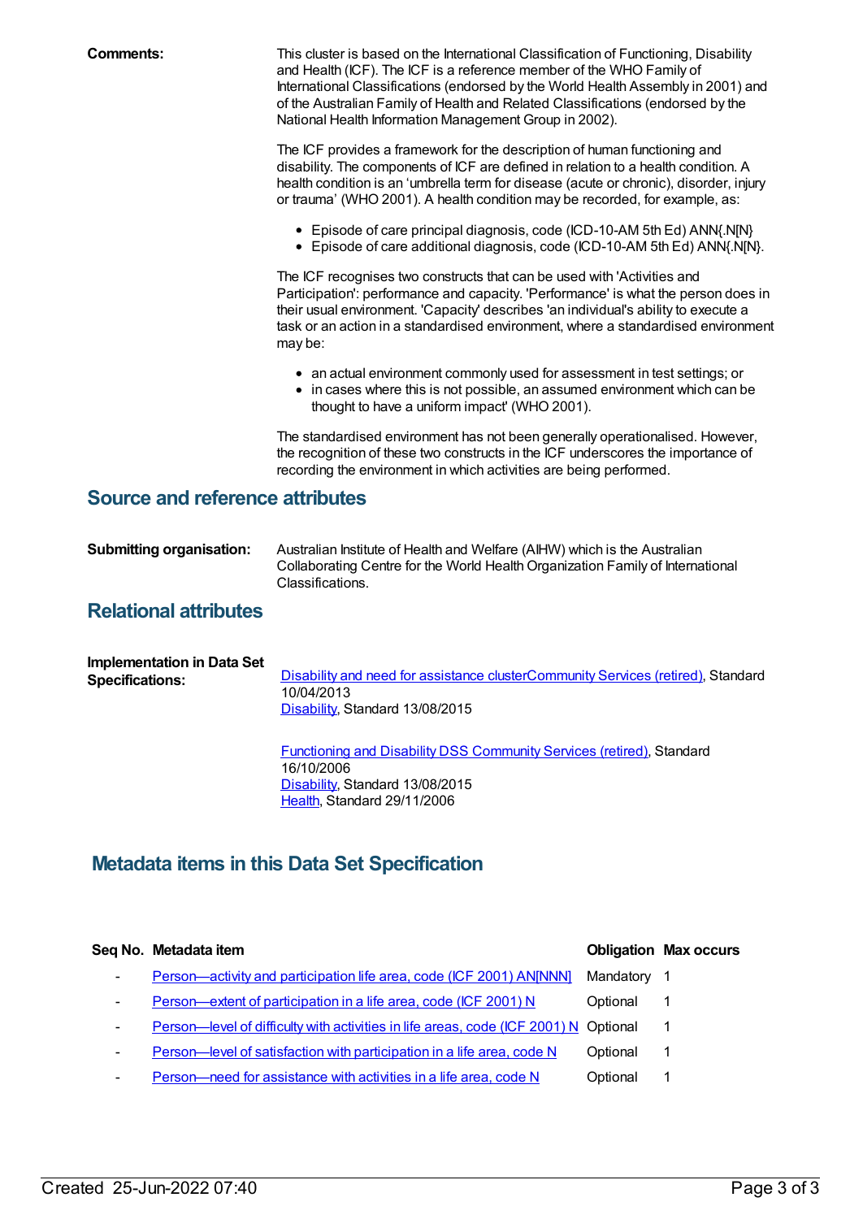**Comments:** This cluster is based on the International Classification of Functioning, Disability and Health (ICF). The ICF is a reference member of the WHO Family of International Classifications (endorsed by the World Health Assembly in 2001) and of the Australian Family of Health and Related Classifications (endorsed by the National Health Information Management Group in 2002).

The ICF provides a framework for the description of human functioning and disability. The components of ICF are defined in relation to a health condition. A health condition is an 'umbrella term for disease (acute or chronic), disorder, injury or trauma' (WHO 2001). A health condition may be recorded, for example, as:

- Episode of care principal diagnosis, code (ICD-10-AM 5th Ed) ANN{.N[N}
- Episode of care additional diagnosis, code (ICD-10-AM 5th Ed) ANN{.N[N}.

The ICF recognises two constructs that can be used with 'Activities and Participation': performance and capacity. 'Performance' is what the person does in their usual environment. 'Capacity' describes 'an individual's ability to execute a task or an action in a standardised environment, where a standardised environment may be:

- an actual environment commonly used for assessment in test settings; or
- in cases where this is not possible, an assumed environment which can be thought to have a uniform impact' (WHO 2001).

The standardised environment has not been generally operationalised. However, the recognition of these two constructs in the ICF underscores the importance of recording the environment in which activities are being performed.

## Source and reference attributes

**Submitting organisation:** Australian Institute of Health and Welfare (AIHW) which is the Australian Collaborating Centre for the World Health Organization Family of International Classifications.

## Relational attributes

**Implementation in Data Set Specifications:**

Disability and need for assistance clusterCommunity Services (retired), Standard 10/04/2013
Disability, Standard 13/08/2015

Functioning and Disability DSS Community Services (retired), Standard 16/10/2006
Disability, Standard 13/08/2015
Health, Standard 29/11/2006

## Metadata items in this Data Set Specification

| Seq No. | Metadata item | Obligation | Max occurs |
|---|---|---|---|
| - | Person—activity and participation life area, code (ICF 2001) AN[NNN] | Mandatory | 1 |
| - | Person—extent of participation in a life area, code (ICF 2001) N | Optional | 1 |
| - | Person—level of difficulty with activities in life areas, code (ICF 2001) N | Optional | 1 |
| - | Person—level of satisfaction with participation in a life area, code N | Optional | 1 |
| - | Person—need for assistance with activities in a life area, code N | Optional | 1 |